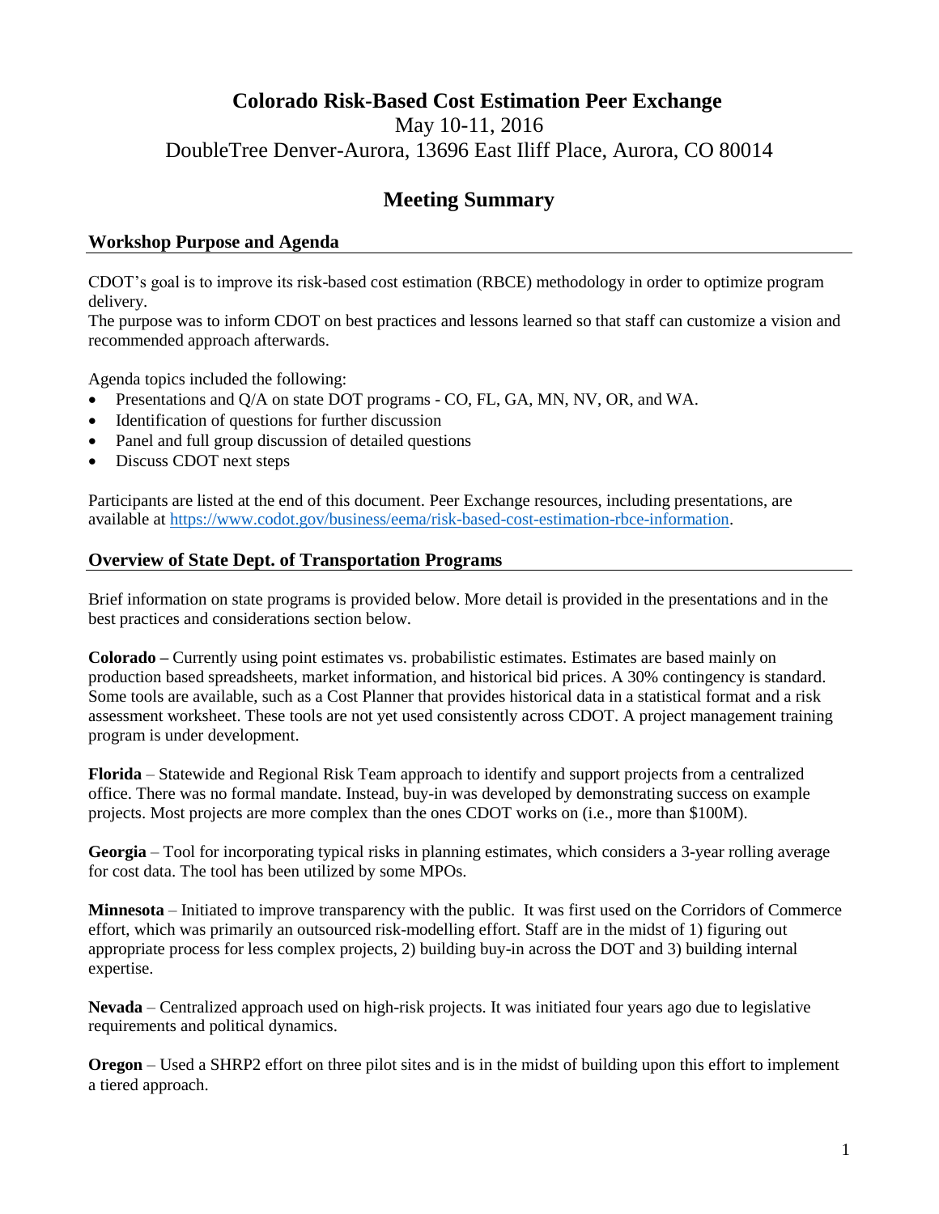# Colorado Risk-Based Cost Estimation Peer Exchange

May 10-11, 2016

DoubleTree Denver-Aurora, 13696 East Iliff Place, Aurora, CO 80014

## Meeting Summary

### Workshop Purpose and Agenda

CDOT's goal is to improve its risk-based cost estimation (RBCE) methodology in order to optimize program delivery.

The purpose was to inform CDOT on best practices and lessons learned so that staff can customize a vision and recommended approach afterwards.

Agenda topics included the following:

- Presentations and Q/A on state DOT programs - CO, FL, GA, MN, NV, OR, and WA.
- Identification of questions for further discussion
- Panel and full group discussion of detailed questions
- Discuss CDOT next steps

Participants are listed at the end of this document. Peer Exchange resources, including presentations, are available at https://www.codot.gov/business/eema/risk-based-cost-estimation-rbce-information.

### Overview of State Dept. of Transportation Programs

Brief information on state programs is provided below. More detail is provided in the presentations and in the best practices and considerations section below.

**Colorado –** Currently using point estimates vs. probabilistic estimates. Estimates are based mainly on production based spreadsheets, market information, and historical bid prices. A 30% contingency is standard. Some tools are available, such as a Cost Planner that provides historical data in a statistical format and a risk assessment worksheet. These tools are not yet used consistently across CDOT. A project management training program is under development.

**Florida** – Statewide and Regional Risk Team approach to identify and support projects from a centralized office. There was no formal mandate. Instead, buy-in was developed by demonstrating success on example projects. Most projects are more complex than the ones CDOT works on (i.e., more than $100M).

**Georgia** – Tool for incorporating typical risks in planning estimates, which considers a 3-year rolling average for cost data. The tool has been utilized by some MPOs.

**Minnesota** – Initiated to improve transparency with the public. It was first used on the Corridors of Commerce effort, which was primarily an outsourced risk-modelling effort. Staff are in the midst of 1) figuring out appropriate process for less complex projects, 2) building buy-in across the DOT and 3) building internal expertise.

**Nevada** – Centralized approach used on high-risk projects. It was initiated four years ago due to legislative requirements and political dynamics.

**Oregon** – Used a SHRP2 effort on three pilot sites and is in the midst of building upon this effort to implement a tiered approach.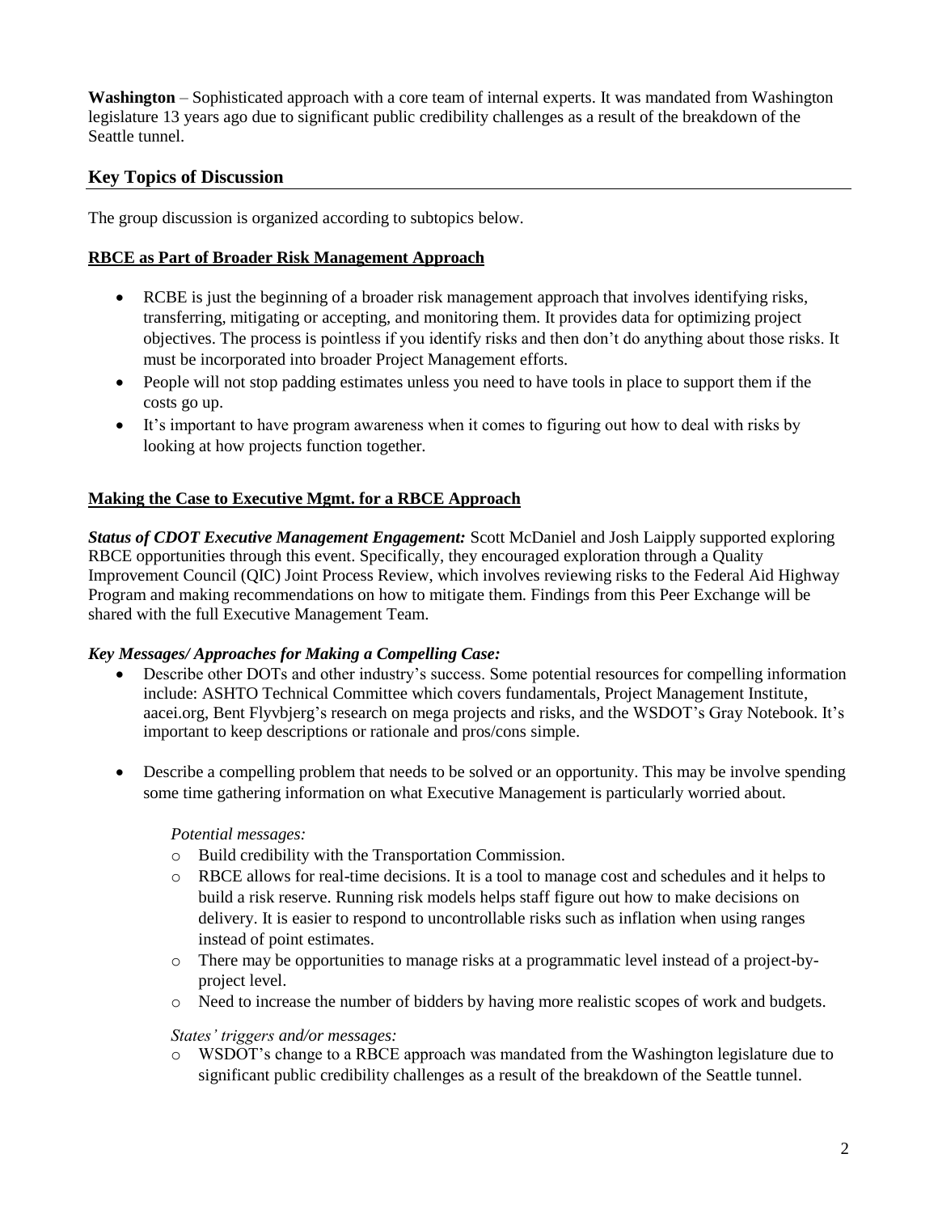**Washington** – Sophisticated approach with a core team of internal experts. It was mandated from Washington legislature 13 years ago due to significant public credibility challenges as a result of the breakdown of the Seattle tunnel.

## Key Topics of Discussion

The group discussion is organized according to subtopics below.

### RBCE as Part of Broader Risk Management Approach

- RCBE is just the beginning of a broader risk management approach that involves identifying risks, transferring, mitigating or accepting, and monitoring them. It provides data for optimizing project objectives. The process is pointless if you identify risks and then don't do anything about those risks. It must be incorporated into broader Project Management efforts.
- People will not stop padding estimates unless you need to have tools in place to support them if the costs go up.
- It's important to have program awareness when it comes to figuring out how to deal with risks by looking at how projects function together.

### Making the Case to Executive Mgmt. for a RBCE Approach

***Status of CDOT Executive Management Engagement:*** Scott McDaniel and Josh Laipply supported exploring RBCE opportunities through this event. Specifically, they encouraged exploration through a Quality Improvement Council (QIC) Joint Process Review, which involves reviewing risks to the Federal Aid Highway Program and making recommendations on how to mitigate them. Findings from this Peer Exchange will be shared with the full Executive Management Team.

***Key Messages/ Approaches for Making a Compelling Case:***

- Describe other DOTs and other industry's success. Some potential resources for compelling information include: ASHTO Technical Committee which covers fundamentals, Project Management Institute, aacei.org, Bent Flyvbjerg's research on mega projects and risks, and the WSDOT's Gray Notebook. It's important to keep descriptions or rationale and pros/cons simple.

- Describe a compelling problem that needs to be solved or an opportunity. This may be involve spending some time gathering information on what Executive Management is particularly worried about.

  *Potential messages:*
  - Build credibility with the Transportation Commission.
  - RBCE allows for real-time decisions. It is a tool to manage cost and schedules and it helps to build a risk reserve. Running risk models helps staff figure out how to make decisions on delivery. It is easier to respond to uncontrollable risks such as inflation when using ranges instead of point estimates.
  - There may be opportunities to manage risks at a programmatic level instead of a project-by-project level.
  - Need to increase the number of bidders by having more realistic scopes of work and budgets.

  *States' triggers and/or messages:*
  - WSDOT's change to a RBCE approach was mandated from the Washington legislature due to significant public credibility challenges as a result of the breakdown of the Seattle tunnel.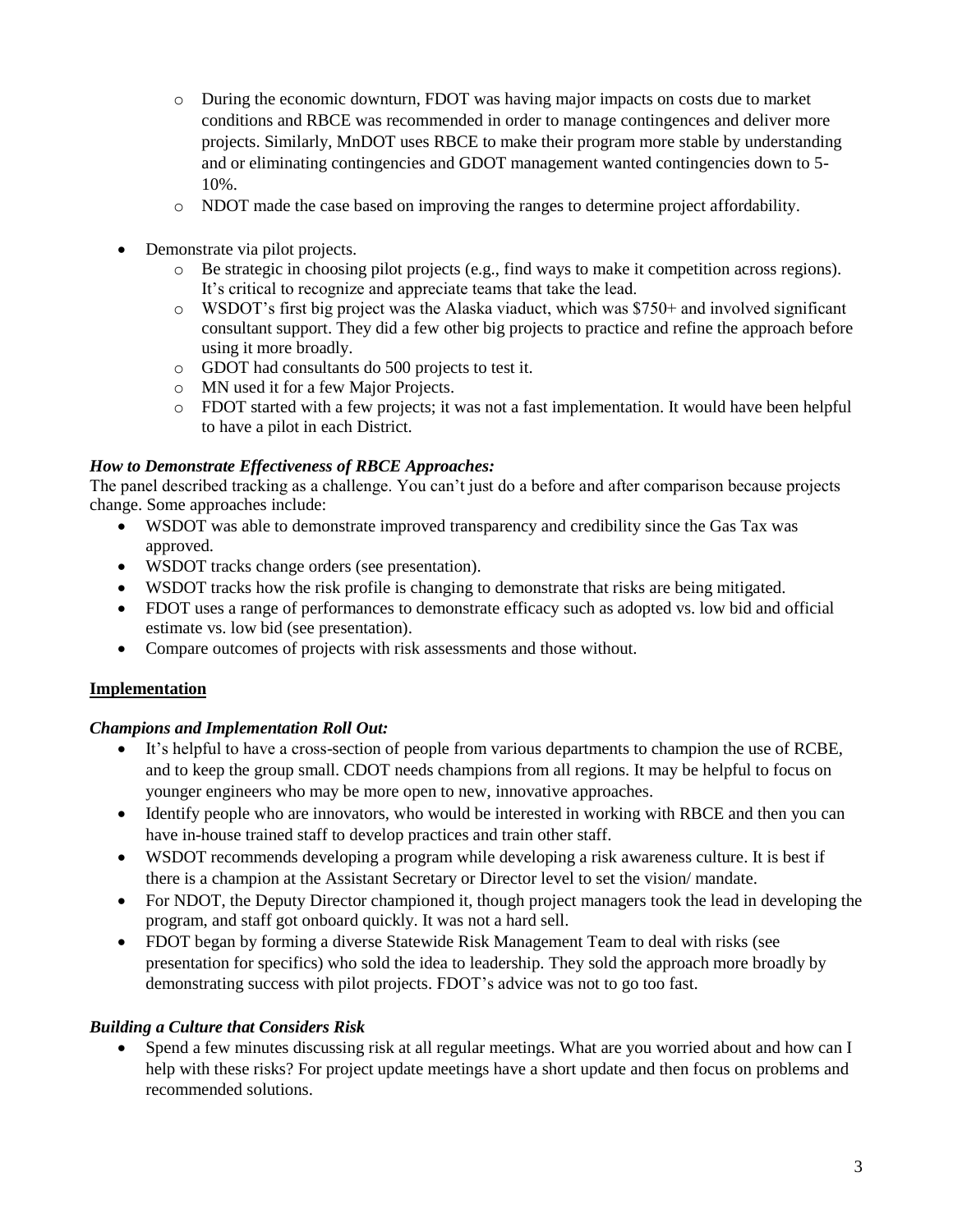- During the economic downturn, FDOT was having major impacts on costs due to market conditions and RBCE was recommended in order to manage contingences and deliver more projects. Similarly, MnDOT uses RBCE to make their program more stable by understanding and or eliminating contingencies and GDOT management wanted contingencies down to 5-10%.
    - NDOT made the case based on improving the ranges to determine project affordability.

- Demonstrate via pilot projects.
    - Be strategic in choosing pilot projects (e.g., find ways to make it competition across regions). It's critical to recognize and appreciate teams that take the lead.
    - WSDOT's first big project was the Alaska viaduct, which was $750+ and involved significant consultant support. They did a few other big projects to practice and refine the approach before using it more broadly.
    - GDOT had consultants do 500 projects to test it.
    - MN used it for a few Major Projects.
    - FDOT started with a few projects; it was not a fast implementation. It would have been helpful to have a pilot in each District.

***How to Demonstrate Effectiveness of RBCE Approaches:***

The panel described tracking as a challenge. You can't just do a before and after comparison because projects change. Some approaches include:

- WSDOT was able to demonstrate improved transparency and credibility since the Gas Tax was approved.
- WSDOT tracks change orders (see presentation).
- WSDOT tracks how the risk profile is changing to demonstrate that risks are being mitigated.
- FDOT uses a range of performances to demonstrate efficacy such as adopted vs. low bid and official estimate vs. low bid (see presentation).
- Compare outcomes of projects with risk assessments and those without.

## **Implementation**

***Champions and Implementation Roll Out:***

- It's helpful to have a cross-section of people from various departments to champion the use of RCBE, and to keep the group small. CDOT needs champions from all regions. It may be helpful to focus on younger engineers who may be more open to new, innovative approaches.
- Identify people who are innovators, who would be interested in working with RBCE and then you can have in-house trained staff to develop practices and train other staff.
- WSDOT recommends developing a program while developing a risk awareness culture. It is best if there is a champion at the Assistant Secretary or Director level to set the vision/ mandate.
- For NDOT, the Deputy Director championed it, though project managers took the lead in developing the program, and staff got onboard quickly. It was not a hard sell.
- FDOT began by forming a diverse Statewide Risk Management Team to deal with risks (see presentation for specifics) who sold the idea to leadership. They sold the approach more broadly by demonstrating success with pilot projects. FDOT's advice was not to go too fast.

***Building a Culture that Considers Risk***

- Spend a few minutes discussing risk at all regular meetings. What are you worried about and how can I help with these risks? For project update meetings have a short update and then focus on problems and recommended solutions.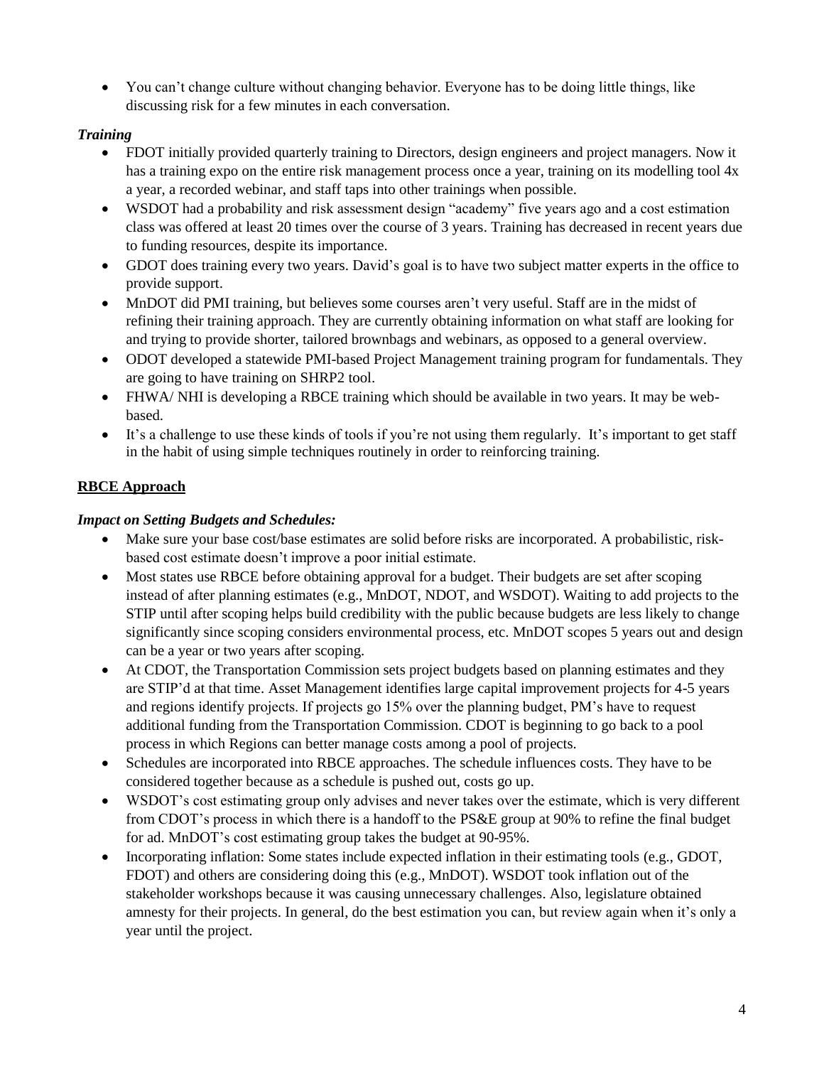- You can't change culture without changing behavior. Everyone has to be doing little things, like discussing risk for a few minutes in each conversation.

***Training***

- FDOT initially provided quarterly training to Directors, design engineers and project managers. Now it has a training expo on the entire risk management process once a year, training on its modelling tool 4x a year, a recorded webinar, and staff taps into other trainings when possible.
- WSDOT had a probability and risk assessment design "academy" five years ago and a cost estimation class was offered at least 20 times over the course of 3 years. Training has decreased in recent years due to funding resources, despite its importance.
- GDOT does training every two years. David's goal is to have two subject matter experts in the office to provide support.
- MnDOT did PMI training, but believes some courses aren't very useful. Staff are in the midst of refining their training approach. They are currently obtaining information on what staff are looking for and trying to provide shorter, tailored brownbags and webinars, as opposed to a general overview.
- ODOT developed a statewide PMI-based Project Management training program for fundamentals. They are going to have training on SHRP2 tool.
- FHWA/ NHI is developing a RBCE training which should be available in two years. It may be web-based.
- It's a challenge to use these kinds of tools if you're not using them regularly. It's important to get staff in the habit of using simple techniques routinely in order to reinforcing training.

**RBCE Approach**

***Impact on Setting Budgets and Schedules:***

- Make sure your base cost/base estimates are solid before risks are incorporated. A probabilistic, risk-based cost estimate doesn't improve a poor initial estimate.
- Most states use RBCE before obtaining approval for a budget. Their budgets are set after scoping instead of after planning estimates (e.g., MnDOT, NDOT, and WSDOT). Waiting to add projects to the STIP until after scoping helps build credibility with the public because budgets are less likely to change significantly since scoping considers environmental process, etc. MnDOT scopes 5 years out and design can be a year or two years after scoping.
- At CDOT, the Transportation Commission sets project budgets based on planning estimates and they are STIP'd at that time. Asset Management identifies large capital improvement projects for 4-5 years and regions identify projects. If projects go 15% over the planning budget, PM's have to request additional funding from the Transportation Commission. CDOT is beginning to go back to a pool process in which Regions can better manage costs among a pool of projects.
- Schedules are incorporated into RBCE approaches. The schedule influences costs. They have to be considered together because as a schedule is pushed out, costs go up.
- WSDOT's cost estimating group only advises and never takes over the estimate, which is very different from CDOT's process in which there is a handoff to the PS&E group at 90% to refine the final budget for ad. MnDOT's cost estimating group takes the budget at 90-95%.
- Incorporating inflation: Some states include expected inflation in their estimating tools (e.g., GDOT, FDOT) and others are considering doing this (e.g., MnDOT). WSDOT took inflation out of the stakeholder workshops because it was causing unnecessary challenges. Also, legislature obtained amnesty for their projects. In general, do the best estimation you can, but review again when it's only a year until the project.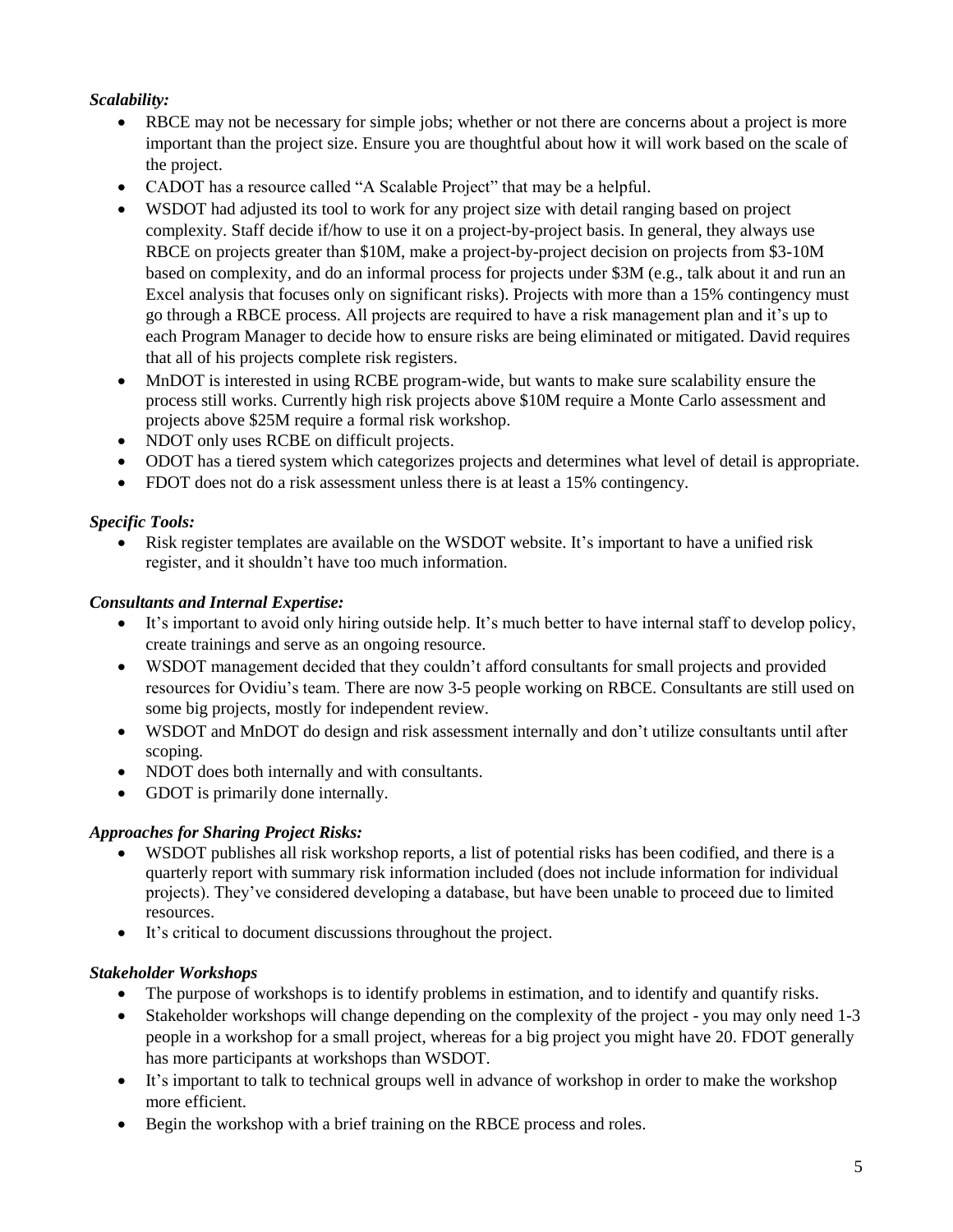***Scalability:***

- RBCE may not be necessary for simple jobs; whether or not there are concerns about a project is more important than the project size. Ensure you are thoughtful about how it will work based on the scale of the project.
- CADOT has a resource called "A Scalable Project" that may be a helpful.
- WSDOT had adjusted its tool to work for any project size with detail ranging based on project complexity. Staff decide if/how to use it on a project-by-project basis. In general, they always use RBCE on projects greater than $10M, make a project-by-project decision on projects from $3-10M based on complexity, and do an informal process for projects under $3M (e.g., talk about it and run an Excel analysis that focuses only on significant risks). Projects with more than a 15% contingency must go through a RBCE process. All projects are required to have a risk management plan and it's up to each Program Manager to decide how to ensure risks are being eliminated or mitigated. David requires that all of his projects complete risk registers.
- MnDOT is interested in using RCBE program-wide, but wants to make sure scalability ensure the process still works. Currently high risk projects above $10M require a Monte Carlo assessment and projects above $25M require a formal risk workshop.
- NDOT only uses RCBE on difficult projects.
- ODOT has a tiered system which categorizes projects and determines what level of detail is appropriate.
- FDOT does not do a risk assessment unless there is at least a 15% contingency.

***Specific Tools:***

- Risk register templates are available on the WSDOT website. It's important to have a unified risk register, and it shouldn't have too much information.

***Consultants and Internal Expertise:***

- It's important to avoid only hiring outside help. It's much better to have internal staff to develop policy, create trainings and serve as an ongoing resource.
- WSDOT management decided that they couldn't afford consultants for small projects and provided resources for Ovidiu's team. There are now 3-5 people working on RBCE. Consultants are still used on some big projects, mostly for independent review.
- WSDOT and MnDOT do design and risk assessment internally and don't utilize consultants until after scoping.
- NDOT does both internally and with consultants.
- GDOT is primarily done internally.

***Approaches for Sharing Project Risks:***

- WSDOT publishes all risk workshop reports, a list of potential risks has been codified, and there is a quarterly report with summary risk information included (does not include information for individual projects). They've considered developing a database, but have been unable to proceed due to limited resources.
- It's critical to document discussions throughout the project.

***Stakeholder Workshops***

- The purpose of workshops is to identify problems in estimation, and to identify and quantify risks.
- Stakeholder workshops will change depending on the complexity of the project - you may only need 1-3 people in a workshop for a small project, whereas for a big project you might have 20. FDOT generally has more participants at workshops than WSDOT.
- It's important to talk to technical groups well in advance of workshop in order to make the workshop more efficient.
- Begin the workshop with a brief training on the RBCE process and roles.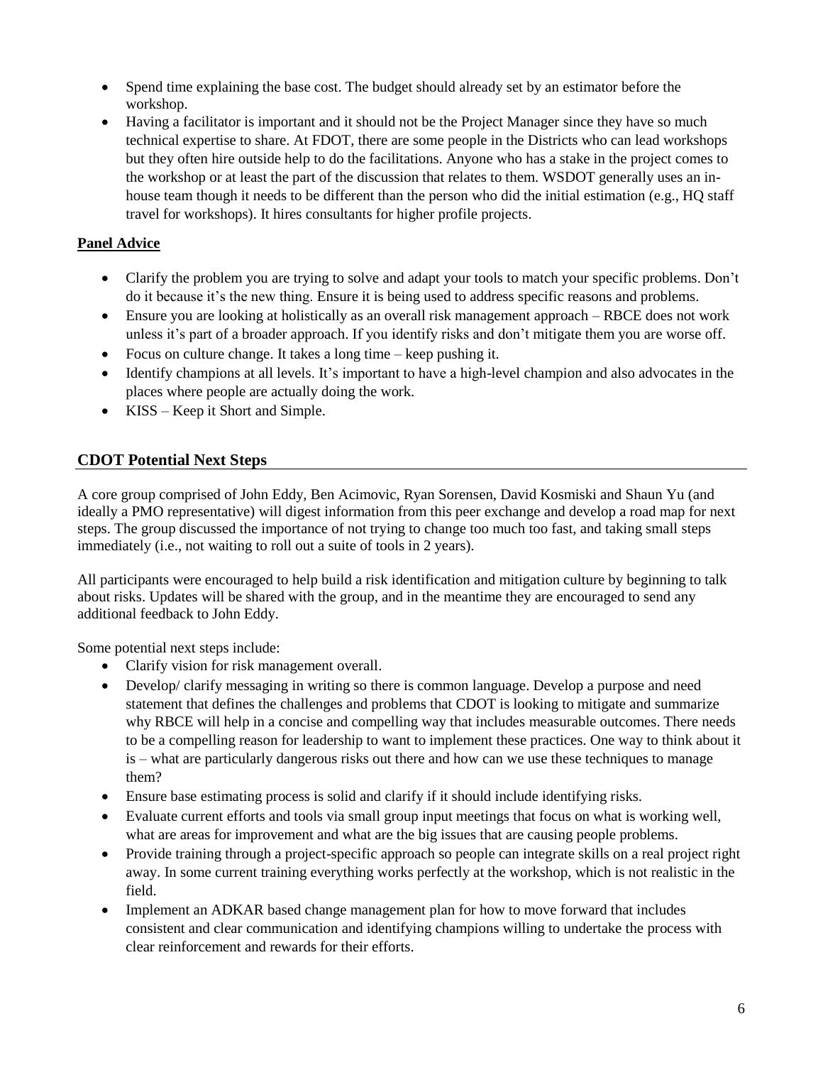- Spend time explaining the base cost. The budget should already set by an estimator before the workshop.
- Having a facilitator is important and it should not be the Project Manager since they have so much technical expertise to share. At FDOT, there are some people in the Districts who can lead workshops but they often hire outside help to do the facilitations. Anyone who has a stake in the project comes to the workshop or at least the part of the discussion that relates to them. WSDOT generally uses an in-house team though it needs to be different than the person who did the initial estimation (e.g., HQ staff travel for workshops). It hires consultants for higher profile projects.

**Panel Advice**

- Clarify the problem you are trying to solve and adapt your tools to match your specific problems. Don't do it because it's the new thing. Ensure it is being used to address specific reasons and problems.
- Ensure you are looking at holistically as an overall risk management approach – RBCE does not work unless it's part of a broader approach. If you identify risks and don't mitigate them you are worse off.
- Focus on culture change. It takes a long time – keep pushing it.
- Identify champions at all levels. It's important to have a high-level champion and also advocates in the places where people are actually doing the work.
- KISS – Keep it Short and Simple.

## CDOT Potential Next Steps

A core group comprised of John Eddy, Ben Acimovic, Ryan Sorensen, David Kosmiski and Shaun Yu (and ideally a PMO representative) will digest information from this peer exchange and develop a road map for next steps. The group discussed the importance of not trying to change too much too fast, and taking small steps immediately (i.e., not waiting to roll out a suite of tools in 2 years).

All participants were encouraged to help build a risk identification and mitigation culture by beginning to talk about risks. Updates will be shared with the group, and in the meantime they are encouraged to send any additional feedback to John Eddy.

Some potential next steps include:

- Clarify vision for risk management overall.
- Develop/ clarify messaging in writing so there is common language. Develop a purpose and need statement that defines the challenges and problems that CDOT is looking to mitigate and summarize why RBCE will help in a concise and compelling way that includes measurable outcomes. There needs to be a compelling reason for leadership to want to implement these practices. One way to think about it is – what are particularly dangerous risks out there and how can we use these techniques to manage them?
- Ensure base estimating process is solid and clarify if it should include identifying risks.
- Evaluate current efforts and tools via small group input meetings that focus on what is working well, what are areas for improvement and what are the big issues that are causing people problems.
- Provide training through a project-specific approach so people can integrate skills on a real project right away. In some current training everything works perfectly at the workshop, which is not realistic in the field.
- Implement an ADKAR based change management plan for how to move forward that includes consistent and clear communication and identifying champions willing to undertake the process with clear reinforcement and rewards for their efforts.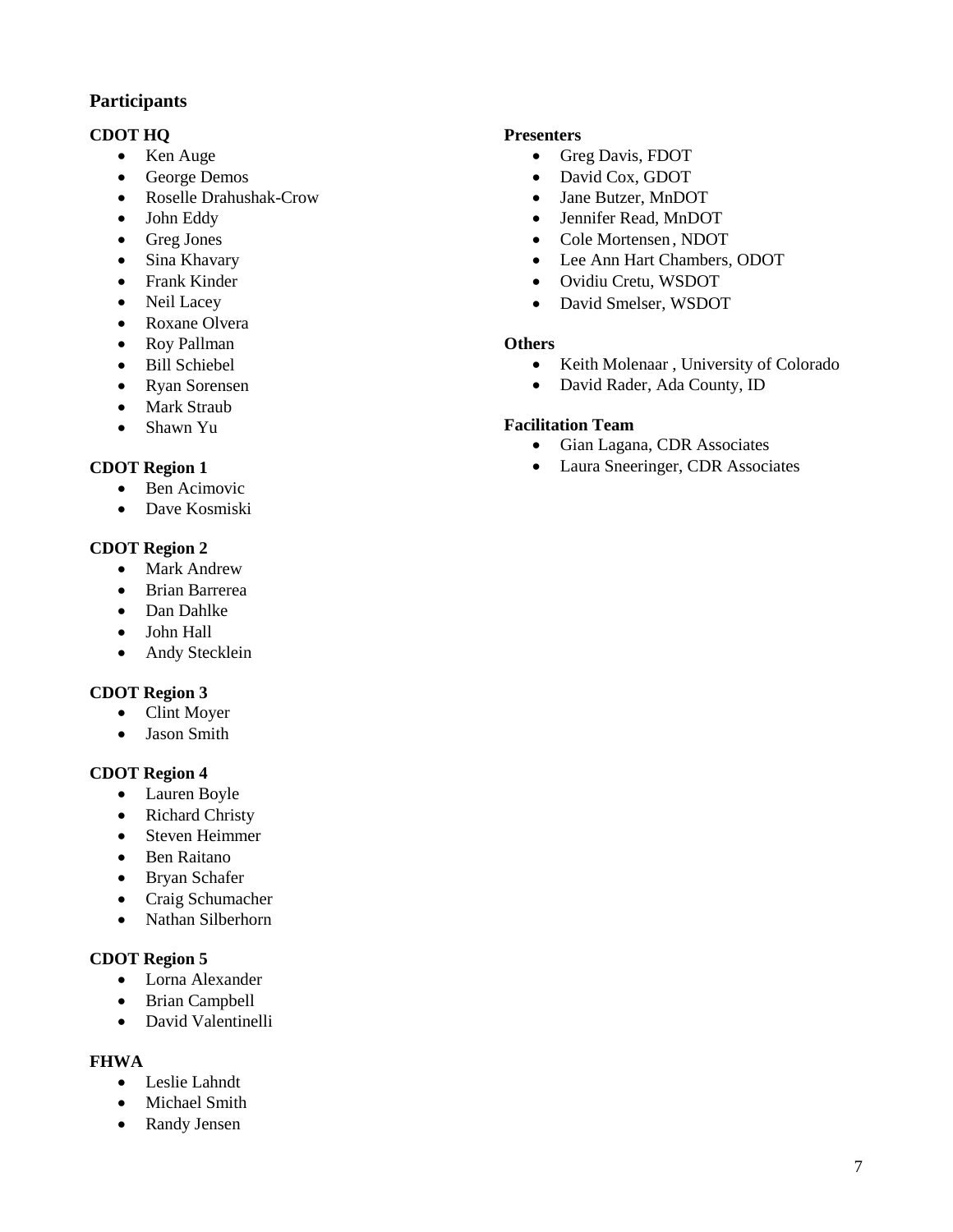## Participants

### CDOT HQ

- Ken Auge
- George Demos
- Roselle Drahushak-Crow
- John Eddy
- Greg Jones
- Sina Khavary
- Frank Kinder
- Neil Lacey
- Roxane Olvera
- Roy Pallman
- Bill Schiebel
- Ryan Sorensen
- Mark Straub
- Shawn Yu

### CDOT Region 1

- Ben Acimovic
- Dave Kosmiski

### CDOT Region 2

- Mark Andrew
- Brian Barrerea
- Dan Dahlke
- John Hall
- Andy Stecklein

### CDOT Region 3

- Clint Moyer
- Jason Smith

### CDOT Region 4

- Lauren Boyle
- Richard Christy
- Steven Heimmer
- Ben Raitano
- Bryan Schafer
- Craig Schumacher
- Nathan Silberhorn

### CDOT Region 5

- Lorna Alexander
- Brian Campbell
- David Valentinelli

### FHWA

- Leslie Lahndt
- Michael Smith
- Randy Jensen

### Presenters

- Greg Davis, FDOT
- David Cox, GDOT
- Jane Butzer, MnDOT
- Jennifer Read, MnDOT
- Cole Mortensen, NDOT
- Lee Ann Hart Chambers, ODOT
- Ovidiu Cretu, WSDOT
- David Smelser, WSDOT

### Others

- Keith Molenaar , University of Colorado
- David Rader, Ada County, ID

### Facilitation Team

- Gian Lagana, CDR Associates
- Laura Sneeringer, CDR Associates